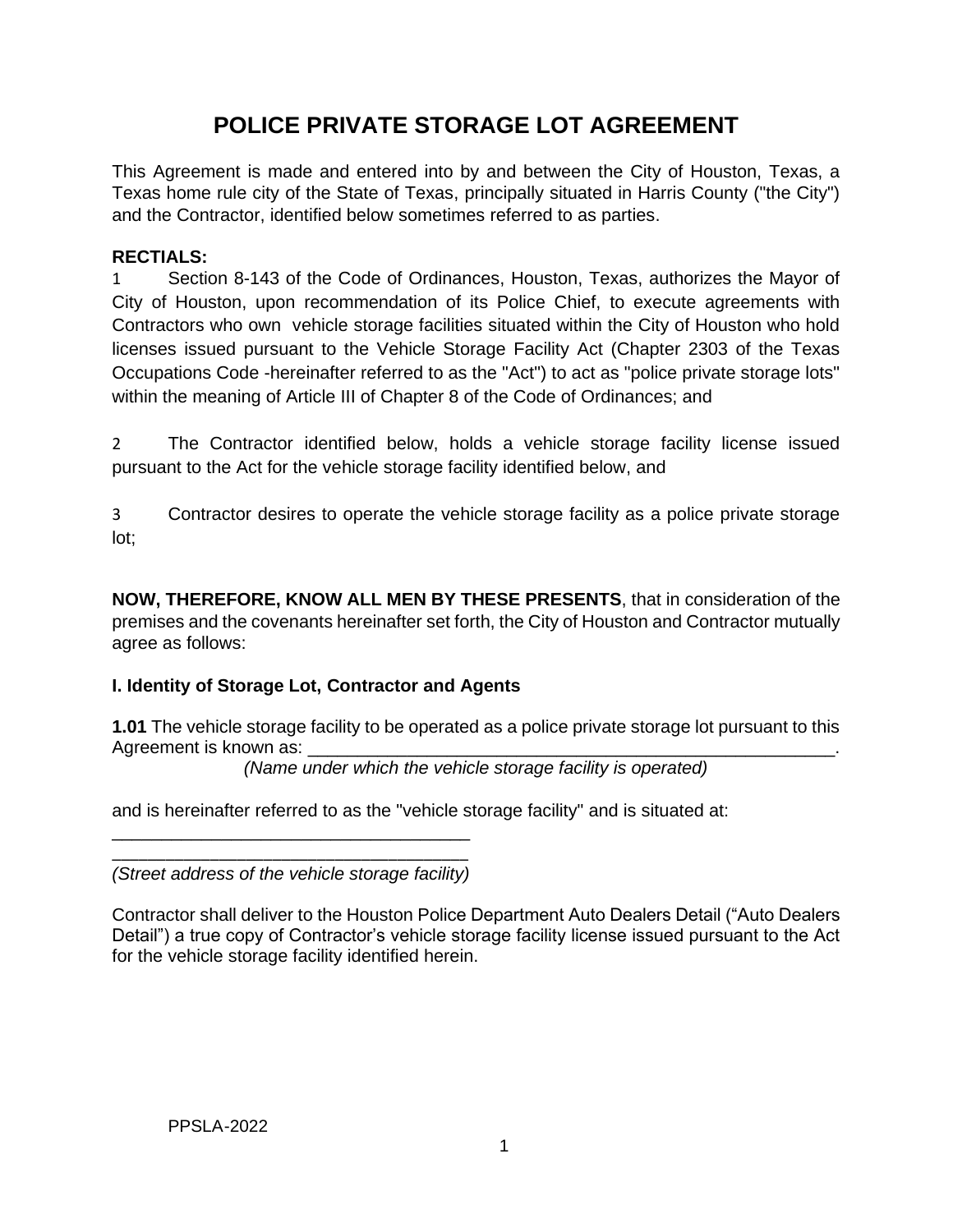# POLICE PRIVATE STORAGE LOT AGREEMENT

This Agreement is made and entered into by and between the City of Houston, Texas, a Texas home rule city of the State of Texas, principally situated in Harris County ("the City") and the Contractor, identified below sometimes referred to as parties.

**RECTIALS:**

1 Section 8-143 of the Code of Ordinances, Houston, Texas, authorizes the Mayor of City of Houston, upon recommendation of its Police Chief, to execute agreements with Contractors who own vehicle storage facilities situated within the City of Houston who hold licenses issued pursuant to the Vehicle Storage Facility Act (Chapter 2303 of the Texas Occupations Code -hereinafter referred to as the "Act") to act as "police private storage lots" within the meaning of Article III of Chapter 8 of the Code of Ordinances; and

2 The Contractor identified below, holds a vehicle storage facility license issued pursuant to the Act for the vehicle storage facility identified below, and

3 Contractor desires to operate the vehicle storage facility as a police private storage lot;

**NOW, THEREFORE, KNOW ALL MEN BY THESE PRESENTS**, that in consideration of the premises and the covenants hereinafter set forth, the City of Houston and Contractor mutually agree as follows:

## I. Identity of Storage Lot, Contractor and Agents

**1.01** The vehicle storage facility to be operated as a police private storage lot pursuant to this Agreement is known as: ________________________________________________________.
*(Name under which the vehicle storage facility is operated)*

and is hereinafter referred to as the "vehicle storage facility" and is situated at:

____________________________________
____________________________________
*(Street address of the vehicle storage facility)*

Contractor shall deliver to the Houston Police Department Auto Dealers Detail ("Auto Dealers Detail") a true copy of Contractor's vehicle storage facility license issued pursuant to the Act for the vehicle storage facility identified herein.

PPSLA-2022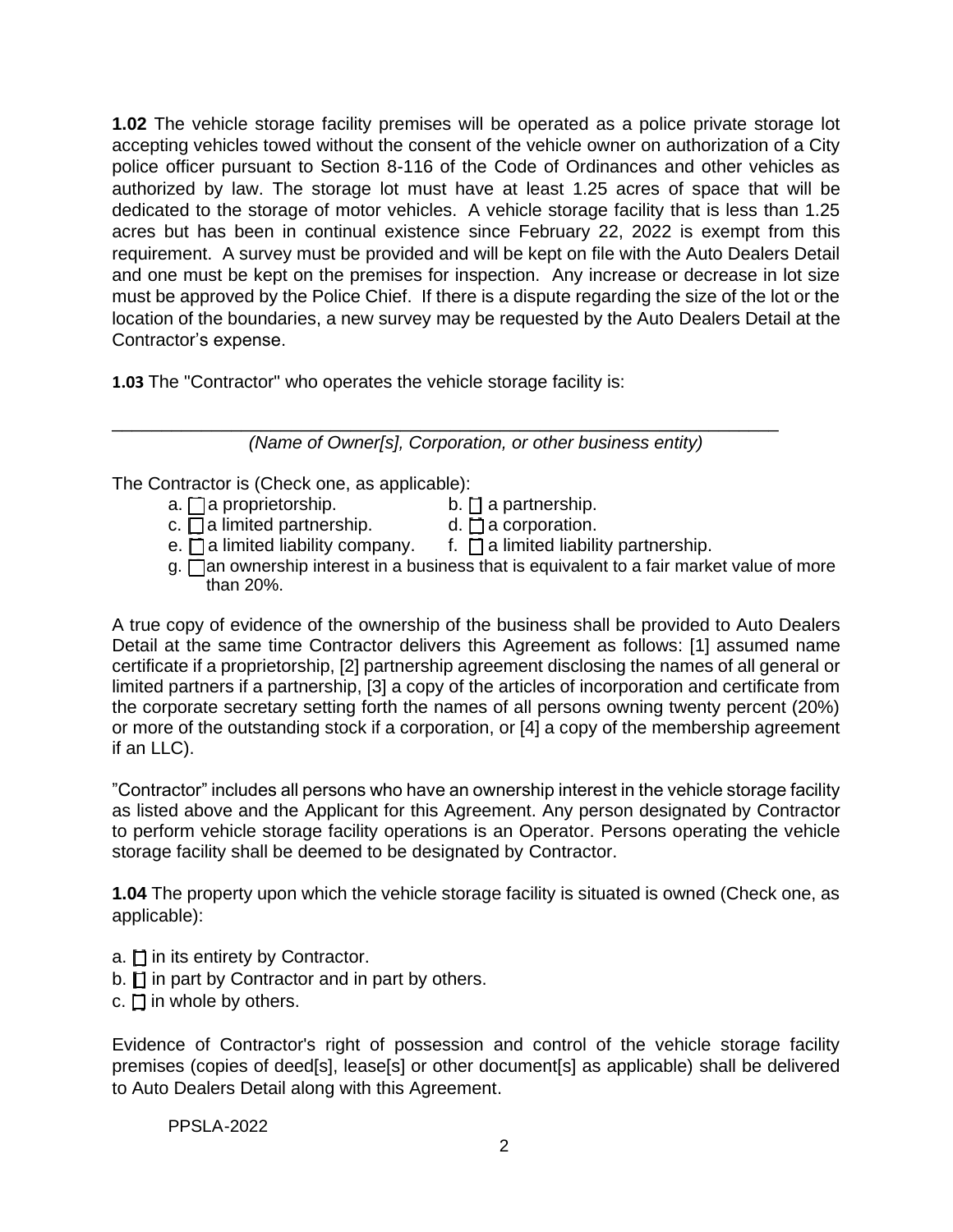**1.02** The vehicle storage facility premises will be operated as a police private storage lot accepting vehicles towed without the consent of the vehicle owner on authorization of a City police officer pursuant to Section 8-116 of the Code of Ordinances and other vehicles as authorized by law. The storage lot must have at least 1.25 acres of space that will be dedicated to the storage of motor vehicles. A vehicle storage facility that is less than 1.25 acres but has been in continual existence since February 22, 2022 is exempt from this requirement. A survey must be provided and will be kept on file with the Auto Dealers Detail and one must be kept on the premises for inspection. Any increase or decrease in lot size must be approved by the Police Chief. If there is a dispute regarding the size of the lot or the location of the boundaries, a new survey may be requested by the Auto Dealers Detail at the Contractor's expense.

**1.03** The "Contractor" who operates the vehicle storage facility is:

\_\_\_\_\_\_\_\_\_\_\_\_\_\_\_\_\_\_\_\_\_\_\_\_\_\_\_\_\_\_\_\_\_\_\_\_\_\_\_\_\_\_\_\_\_\_\_\_\_\_\_\_\_\_\_\_\_\_\_\_\_\_\_\_

*(Name of Owner[s], Corporation, or other business entity)*

The Contractor is (Check one, as applicable):

- a. ☐ a proprietorship.
- b. ☐ a partnership.
- c. ☐ a limited partnership.
- d. ☐ a corporation.
- e. ☐ a limited liability company.
- f. ☐ a limited liability partnership.
- g. ☐ an ownership interest in a business that is equivalent to a fair market value of more than 20%.

A true copy of evidence of the ownership of the business shall be provided to Auto Dealers Detail at the same time Contractor delivers this Agreement as follows: [1] assumed name certificate if a proprietorship, [2] partnership agreement disclosing the names of all general or limited partners if a partnership, [3] a copy of the articles of incorporation and certificate from the corporate secretary setting forth the names of all persons owning twenty percent (20%) or more of the outstanding stock if a corporation, or [4] a copy of the membership agreement if an LLC).

"Contractor" includes all persons who have an ownership interest in the vehicle storage facility as listed above and the Applicant for this Agreement. Any person designated by Contractor to perform vehicle storage facility operations is an Operator. Persons operating the vehicle storage facility shall be deemed to be designated by Contractor.

**1.04** The property upon which the vehicle storage facility is situated is owned (Check one, as applicable):

- a. ☐ in its entirety by Contractor.
- b. ☐ in part by Contractor and in part by others.
- c. ☐ in whole by others.

Evidence of Contractor's right of possession and control of the vehicle storage facility premises (copies of deed[s], lease[s] or other document[s] as applicable) shall be delivered to Auto Dealers Detail along with this Agreement.

PPSLA-2022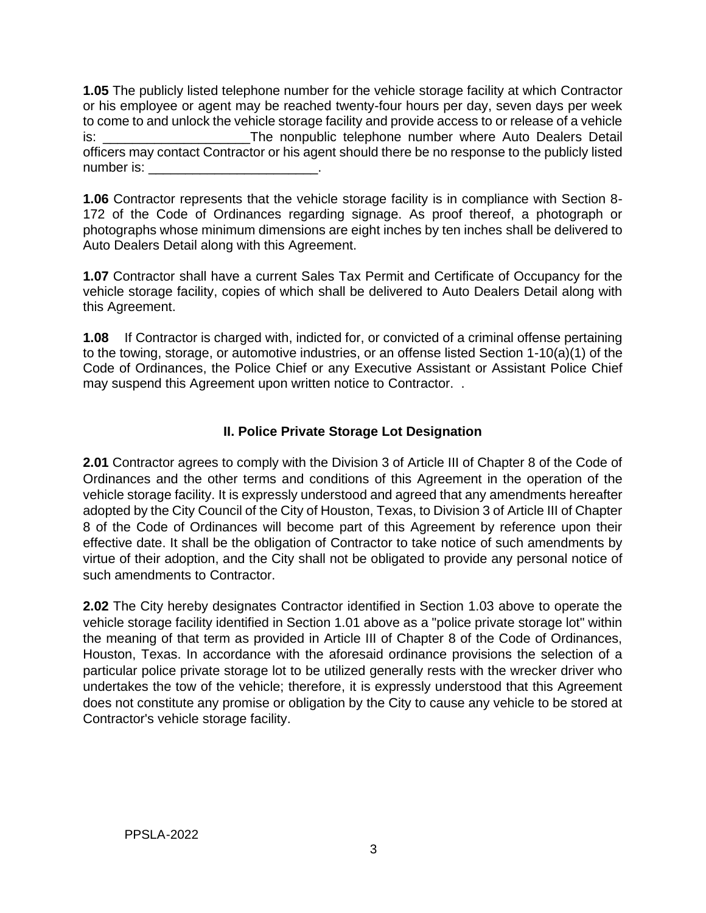**1.05** The publicly listed telephone number for the vehicle storage facility at which Contractor or his employee or agent may be reached twenty-four hours per day, seven days per week to come to and unlock the vehicle storage facility and provide access to or release of a vehicle is: ____________________The nonpublic telephone number where Auto Dealers Detail officers may contact Contractor or his agent should there be no response to the publicly listed number is: _______________________.

**1.06** Contractor represents that the vehicle storage facility is in compliance with Section 8-172 of the Code of Ordinances regarding signage. As proof thereof, a photograph or photographs whose minimum dimensions are eight inches by ten inches shall be delivered to Auto Dealers Detail along with this Agreement.

**1.07** Contractor shall have a current Sales Tax Permit and Certificate of Occupancy for the vehicle storage facility, copies of which shall be delivered to Auto Dealers Detail along with this Agreement.

**1.08** If Contractor is charged with, indicted for, or convicted of a criminal offense pertaining to the towing, storage, or automotive industries, or an offense listed Section 1-10(a)(1) of the Code of Ordinances, the Police Chief or any Executive Assistant or Assistant Police Chief may suspend this Agreement upon written notice to Contractor. .

## II. Police Private Storage Lot Designation

**2.01** Contractor agrees to comply with the Division 3 of Article III of Chapter 8 of the Code of Ordinances and the other terms and conditions of this Agreement in the operation of the vehicle storage facility. It is expressly understood and agreed that any amendments hereafter adopted by the City Council of the City of Houston, Texas, to Division 3 of Article III of Chapter 8 of the Code of Ordinances will become part of this Agreement by reference upon their effective date. It shall be the obligation of Contractor to take notice of such amendments by virtue of their adoption, and the City shall not be obligated to provide any personal notice of such amendments to Contractor.

**2.02** The City hereby designates Contractor identified in Section 1.03 above to operate the vehicle storage facility identified in Section 1.01 above as a "police private storage lot" within the meaning of that term as provided in Article III of Chapter 8 of the Code of Ordinances, Houston, Texas. In accordance with the aforesaid ordinance provisions the selection of a particular police private storage lot to be utilized generally rests with the wrecker driver who undertakes the tow of the vehicle; therefore, it is expressly understood that this Agreement does not constitute any promise or obligation by the City to cause any vehicle to be stored at Contractor's vehicle storage facility.

PPSLA-2022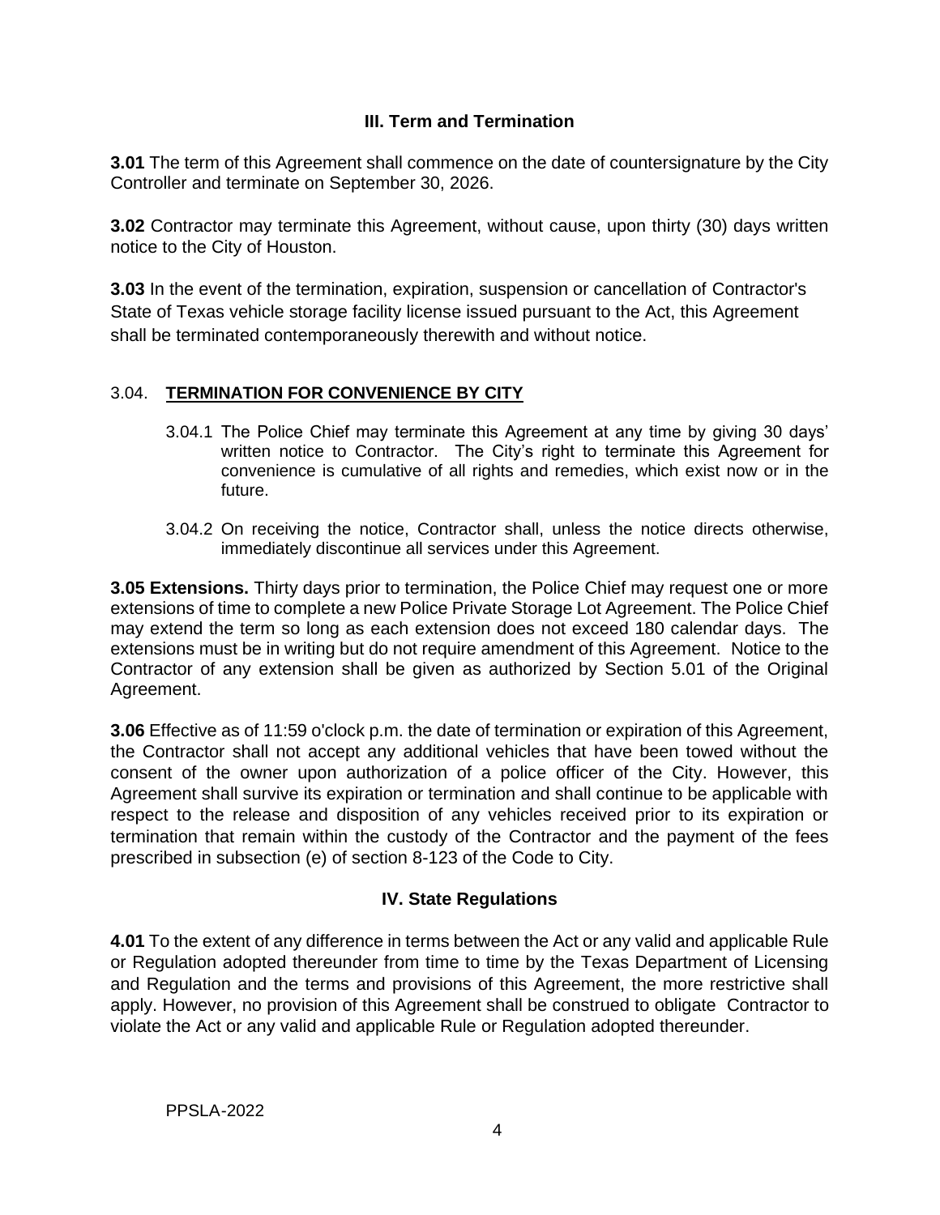## III. Term and Termination

**3.01** The term of this Agreement shall commence on the date of countersignature by the City Controller and terminate on September 30, 2026.

**3.02** Contractor may terminate this Agreement, without cause, upon thirty (30) days written notice to the City of Houston.

**3.03** In the event of the termination, expiration, suspension or cancellation of Contractor's State of Texas vehicle storage facility license issued pursuant to the Act, this Agreement shall be terminated contemporaneously therewith and without notice.

### 3.04. **TERMINATION FOR CONVENIENCE BY CITY**

3.04.1 The Police Chief may terminate this Agreement at any time by giving 30 days' written notice to Contractor. The City's right to terminate this Agreement for convenience is cumulative of all rights and remedies, which exist now or in the future.

3.04.2 On receiving the notice, Contractor shall, unless the notice directs otherwise, immediately discontinue all services under this Agreement.

**3.05 Extensions.** Thirty days prior to termination, the Police Chief may request one or more extensions of time to complete a new Police Private Storage Lot Agreement. The Police Chief may extend the term so long as each extension does not exceed 180 calendar days. The extensions must be in writing but do not require amendment of this Agreement. Notice to the Contractor of any extension shall be given as authorized by Section 5.01 of the Original Agreement.

**3.06** Effective as of 11:59 o'clock p.m. the date of termination or expiration of this Agreement, the Contractor shall not accept any additional vehicles that have been towed without the consent of the owner upon authorization of a police officer of the City. However, this Agreement shall survive its expiration or termination and shall continue to be applicable with respect to the release and disposition of any vehicles received prior to its expiration or termination that remain within the custody of the Contractor and the payment of the fees prescribed in subsection (e) of section 8-123 of the Code to City.

## IV. State Regulations

**4.01** To the extent of any difference in terms between the Act or any valid and applicable Rule or Regulation adopted thereunder from time to time by the Texas Department of Licensing and Regulation and the terms and provisions of this Agreement, the more restrictive shall apply. However, no provision of this Agreement shall be construed to obligate Contractor to violate the Act or any valid and applicable Rule or Regulation adopted thereunder.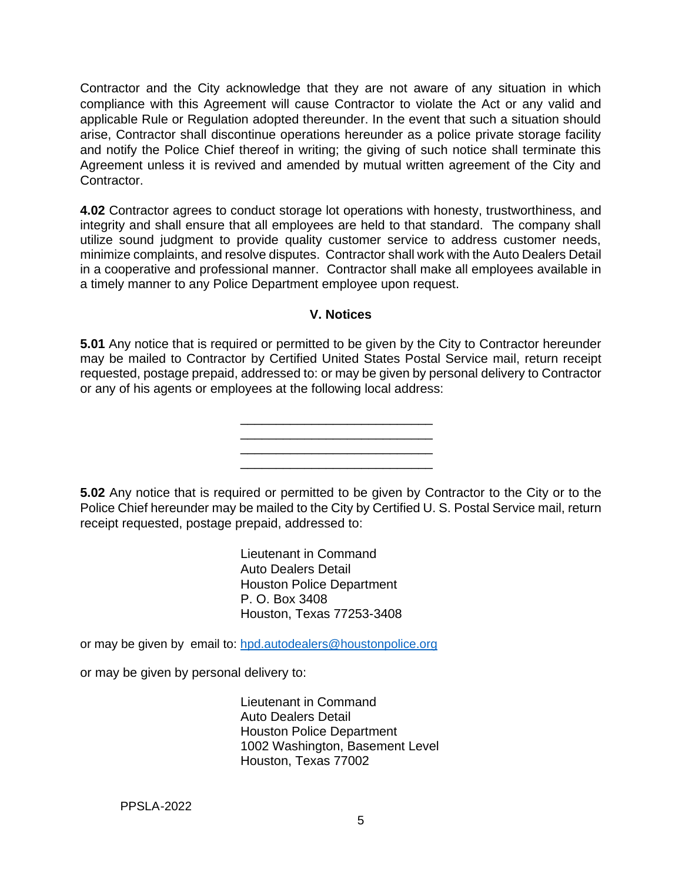Contractor and the City acknowledge that they are not aware of any situation in which compliance with this Agreement will cause Contractor to violate the Act or any valid and applicable Rule or Regulation adopted thereunder. In the event that such a situation should arise, Contractor shall discontinue operations hereunder as a police private storage facility and notify the Police Chief thereof in writing; the giving of such notice shall terminate this Agreement unless it is revived and amended by mutual written agreement of the City and Contractor.

**4.02** Contractor agrees to conduct storage lot operations with honesty, trustworthiness, and integrity and shall ensure that all employees are held to that standard. The company shall utilize sound judgment to provide quality customer service to address customer needs, minimize complaints, and resolve disputes. Contractor shall work with the Auto Dealers Detail in a cooperative and professional manner. Contractor shall make all employees available in a timely manner to any Police Department employee upon request.

## V. Notices

**5.01** Any notice that is required or permitted to be given by the City to Contractor hereunder may be mailed to Contractor by Certified United States Postal Service mail, return receipt requested, postage prepaid, addressed to: or may be given by personal delivery to Contractor or any of his agents or employees at the following local address:

___________________________
___________________________
___________________________
___________________________

**5.02** Any notice that is required or permitted to be given by Contractor to the City or to the Police Chief hereunder may be mailed to the City by Certified U. S. Postal Service mail, return receipt requested, postage prepaid, addressed to:

Lieutenant in Command
Auto Dealers Detail
Houston Police Department
P. O. Box 3408
Houston, Texas 77253-3408

or may be given by email to: hpd.autodealers@houstonpolice.org

or may be given by personal delivery to:

Lieutenant in Command
Auto Dealers Detail
Houston Police Department
1002 Washington, Basement Level
Houston, Texas 77002

PPSLA-2022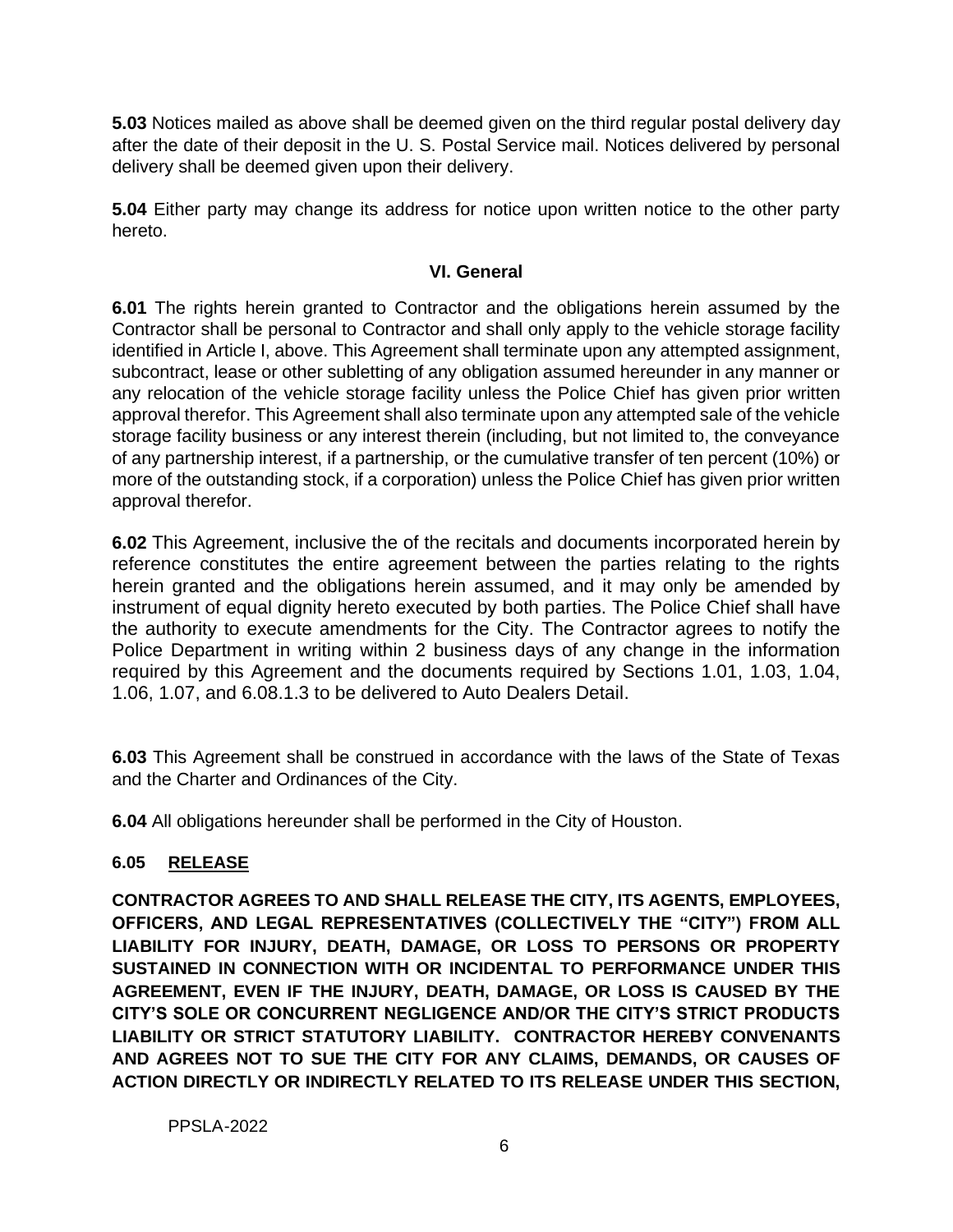**5.03** Notices mailed as above shall be deemed given on the third regular postal delivery day after the date of their deposit in the U. S. Postal Service mail. Notices delivered by personal delivery shall be deemed given upon their delivery.

**5.04** Either party may change its address for notice upon written notice to the other party hereto.

## VI. General

**6.01** The rights herein granted to Contractor and the obligations herein assumed by the Contractor shall be personal to Contractor and shall only apply to the vehicle storage facility identified in Article I, above. This Agreement shall terminate upon any attempted assignment, subcontract, lease or other subletting of any obligation assumed hereunder in any manner or any relocation of the vehicle storage facility unless the Police Chief has given prior written approval therefor. This Agreement shall also terminate upon any attempted sale of the vehicle storage facility business or any interest therein (including, but not limited to, the conveyance of any partnership interest, if a partnership, or the cumulative transfer of ten percent (10%) or more of the outstanding stock, if a corporation) unless the Police Chief has given prior written approval therefor.

**6.02** This Agreement, inclusive the of the recitals and documents incorporated herein by reference constitutes the entire agreement between the parties relating to the rights herein granted and the obligations herein assumed, and it may only be amended by instrument of equal dignity hereto executed by both parties. The Police Chief shall have the authority to execute amendments for the City. The Contractor agrees to notify the Police Department in writing within 2 business days of any change in the information required by this Agreement and the documents required by Sections 1.01, 1.03, 1.04, 1.06, 1.07, and 6.08.1.3 to be delivered to Auto Dealers Detail.

**6.03** This Agreement shall be construed in accordance with the laws of the State of Texas and the Charter and Ordinances of the City.

**6.04** All obligations hereunder shall be performed in the City of Houston.

**6.05 <u>RELEASE</u>**

**CONTRACTOR AGREES TO AND SHALL RELEASE THE CITY, ITS AGENTS, EMPLOYEES, OFFICERS, AND LEGAL REPRESENTATIVES (COLLECTIVELY THE "CITY") FROM ALL LIABILITY FOR INJURY, DEATH, DAMAGE, OR LOSS TO PERSONS OR PROPERTY SUSTAINED IN CONNECTION WITH OR INCIDENTAL TO PERFORMANCE UNDER THIS AGREEMENT, EVEN IF THE INJURY, DEATH, DAMAGE, OR LOSS IS CAUSED BY THE CITY'S SOLE OR CONCURRENT NEGLIGENCE AND/OR THE CITY'S STRICT PRODUCTS LIABILITY OR STRICT STATUTORY LIABILITY. CONTRACTOR HEREBY CONVENANTS AND AGREES NOT TO SUE THE CITY FOR ANY CLAIMS, DEMANDS, OR CAUSES OF ACTION DIRECTLY OR INDIRECTLY RELATED TO ITS RELEASE UNDER THIS SECTION,**

PPSLA-2022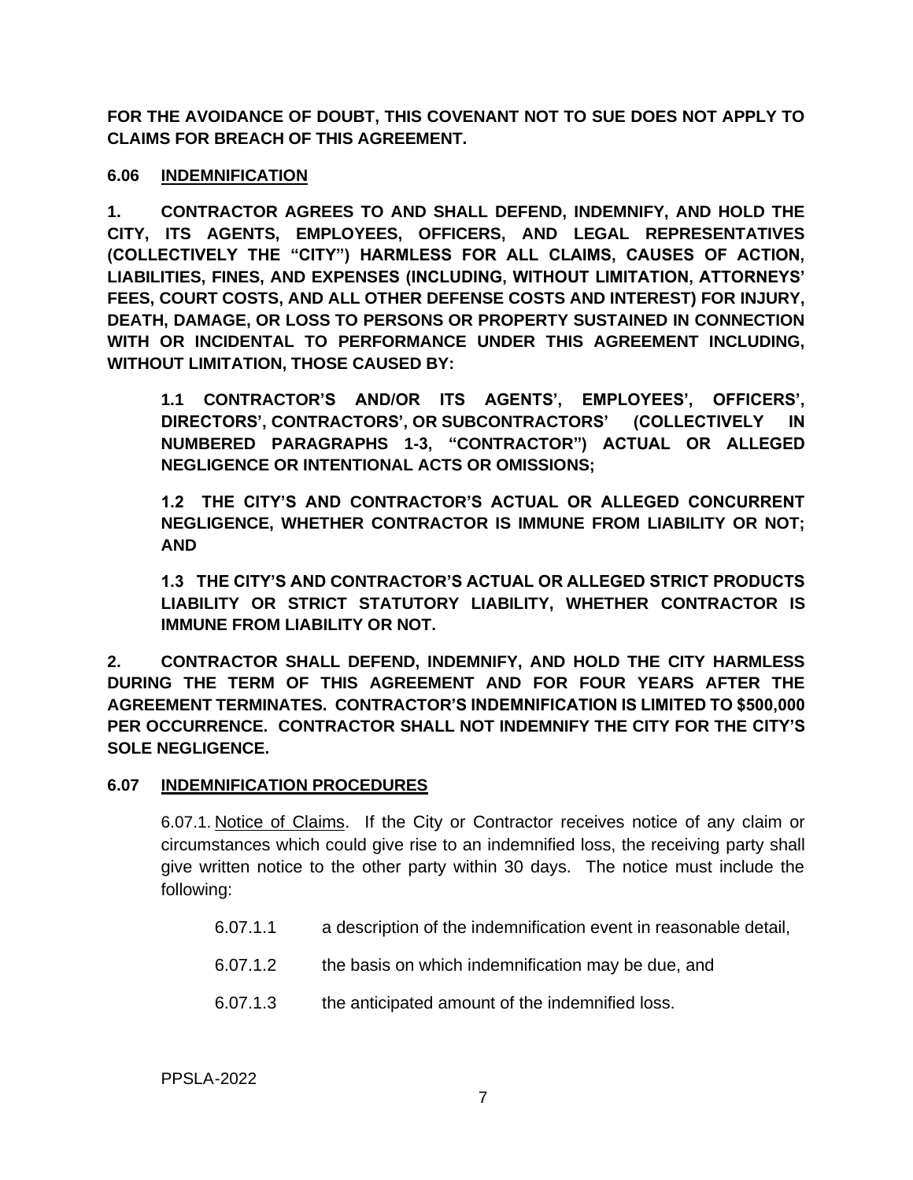**FOR THE AVOIDANCE OF DOUBT, THIS COVENANT NOT TO SUE DOES NOT APPLY TO CLAIMS FOR BREACH OF THIS AGREEMENT.**

**6.06 <u>INDEMNIFICATION</u>**

**1. CONTRACTOR AGREES TO AND SHALL DEFEND, INDEMNIFY, AND HOLD THE CITY, ITS AGENTS, EMPLOYEES, OFFICERS, AND LEGAL REPRESENTATIVES (COLLECTIVELY THE "CITY") HARMLESS FOR ALL CLAIMS, CAUSES OF ACTION, LIABILITIES, FINES, AND EXPENSES (INCLUDING, WITHOUT LIMITATION, ATTORNEYS' FEES, COURT COSTS, AND ALL OTHER DEFENSE COSTS AND INTEREST) FOR INJURY, DEATH, DAMAGE, OR LOSS TO PERSONS OR PROPERTY SUSTAINED IN CONNECTION WITH OR INCIDENTAL TO PERFORMANCE UNDER THIS AGREEMENT INCLUDING, WITHOUT LIMITATION, THOSE CAUSED BY:**

> **1.1 CONTRACTOR'S AND/OR ITS AGENTS', EMPLOYEES', OFFICERS', DIRECTORS', CONTRACTORS', OR SUBCONTRACTORS' (COLLECTIVELY IN NUMBERED PARAGRAPHS 1-3, "CONTRACTOR") ACTUAL OR ALLEGED NEGLIGENCE OR INTENTIONAL ACTS OR OMISSIONS;**
>
> **1.2 THE CITY'S AND CONTRACTOR'S ACTUAL OR ALLEGED CONCURRENT NEGLIGENCE, WHETHER CONTRACTOR IS IMMUNE FROM LIABILITY OR NOT; AND**
>
> **1.3 THE CITY'S AND CONTRACTOR'S ACTUAL OR ALLEGED STRICT PRODUCTS LIABILITY OR STRICT STATUTORY LIABILITY, WHETHER CONTRACTOR IS IMMUNE FROM LIABILITY OR NOT.**

**2. CONTRACTOR SHALL DEFEND, INDEMNIFY, AND HOLD THE CITY HARMLESS DURING THE TERM OF THIS AGREEMENT AND FOR FOUR YEARS AFTER THE AGREEMENT TERMINATES. CONTRACTOR'S INDEMNIFICATION IS LIMITED TO $500,000 PER OCCURRENCE. CONTRACTOR SHALL NOT INDEMNIFY THE CITY FOR THE CITY'S SOLE NEGLIGENCE.**

**6.07 <u>INDEMNIFICATION PROCEDURES</u>**

6.07.1. <u>Notice of Claims</u>. If the City or Contractor receives notice of any claim or circumstances which could give rise to an indemnified loss, the receiving party shall give written notice to the other party within 30 days. The notice must include the following:

- 6.07.1.1 a description of the indemnification event in reasonable detail,
- 6.07.1.2 the basis on which indemnification may be due, and
- 6.07.1.3 the anticipated amount of the indemnified loss.

PPSLA-2022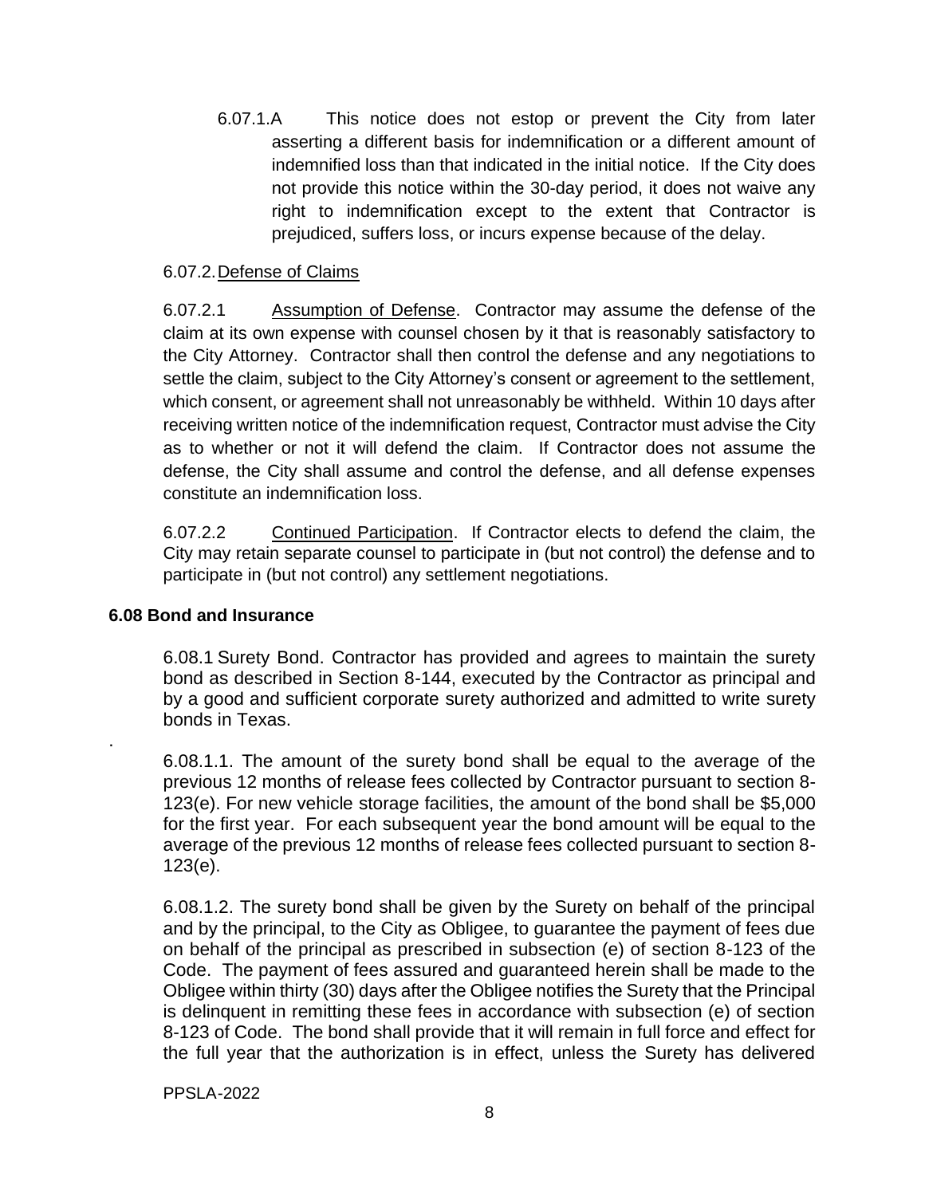6.07.1.A This notice does not estop or prevent the City from later asserting a different basis for indemnification or a different amount of indemnified loss than that indicated in the initial notice. If the City does not provide this notice within the 30-day period, it does not waive any right to indemnification except to the extent that Contractor is prejudiced, suffers loss, or incurs expense because of the delay.

6.07.2. Defense of Claims

6.07.2.1 Assumption of Defense. Contractor may assume the defense of the claim at its own expense with counsel chosen by it that is reasonably satisfactory to the City Attorney. Contractor shall then control the defense and any negotiations to settle the claim, subject to the City Attorney's consent or agreement to the settlement, which consent, or agreement shall not unreasonably be withheld. Within 10 days after receiving written notice of the indemnification request, Contractor must advise the City as to whether or not it will defend the claim. If Contractor does not assume the defense, the City shall assume and control the defense, and all defense expenses constitute an indemnification loss.

6.07.2.2 Continued Participation. If Contractor elects to defend the claim, the City may retain separate counsel to participate in (but not control) the defense and to participate in (but not control) any settlement negotiations.

**6.08 Bond and Insurance**

6.08.1 Surety Bond. Contractor has provided and agrees to maintain the surety bond as described in Section 8-144, executed by the Contractor as principal and by a good and sufficient corporate surety authorized and admitted to write surety bonds in Texas.

.

6.08.1.1. The amount of the surety bond shall be equal to the average of the previous 12 months of release fees collected by Contractor pursuant to section 8-123(e). For new vehicle storage facilities, the amount of the bond shall be $5,000 for the first year. For each subsequent year the bond amount will be equal to the average of the previous 12 months of release fees collected pursuant to section 8-123(e).

6.08.1.2. The surety bond shall be given by the Surety on behalf of the principal and by the principal, to the City as Obligee, to guarantee the payment of fees due on behalf of the principal as prescribed in subsection (e) of section 8-123 of the Code. The payment of fees assured and guaranteed herein shall be made to the Obligee within thirty (30) days after the Obligee notifies the Surety that the Principal is delinquent in remitting these fees in accordance with subsection (e) of section 8-123 of Code. The bond shall provide that it will remain in full force and effect for the full year that the authorization is in effect, unless the Surety has delivered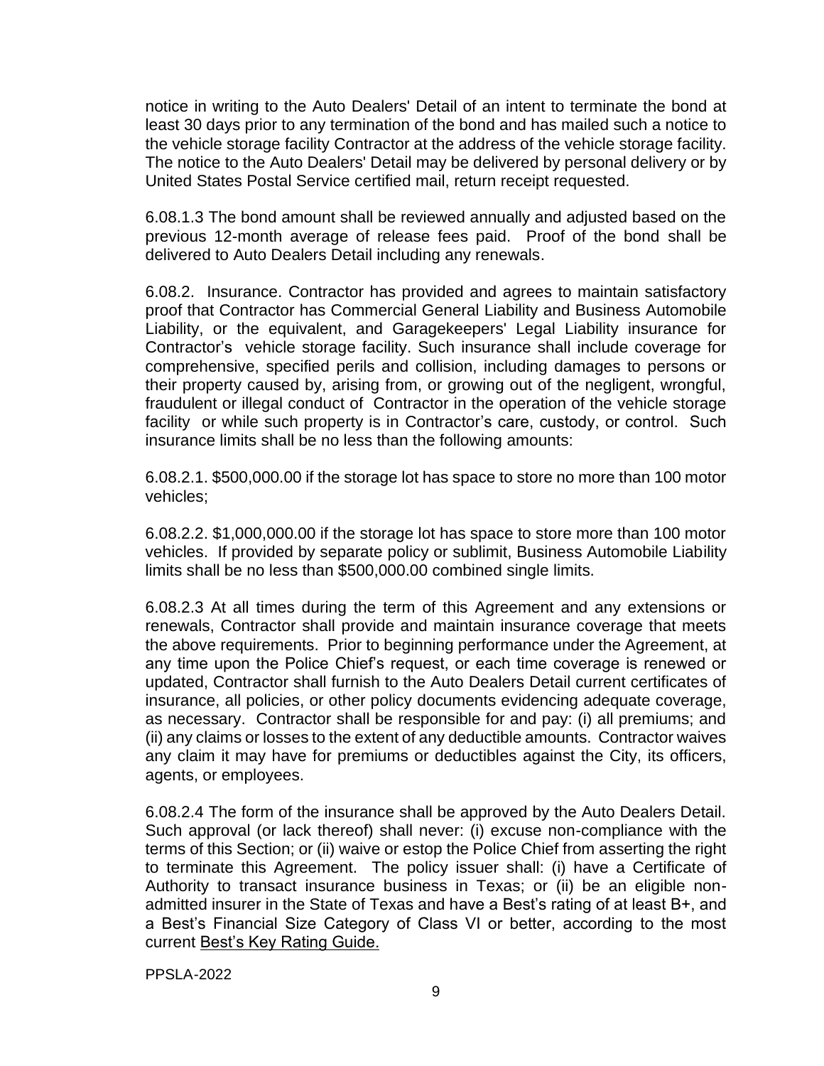notice in writing to the Auto Dealers' Detail of an intent to terminate the bond at least 30 days prior to any termination of the bond and has mailed such a notice to the vehicle storage facility Contractor at the address of the vehicle storage facility. The notice to the Auto Dealers' Detail may be delivered by personal delivery or by United States Postal Service certified mail, return receipt requested.

6.08.1.3 The bond amount shall be reviewed annually and adjusted based on the previous 12-month average of release fees paid. Proof of the bond shall be delivered to Auto Dealers Detail including any renewals.

6.08.2. Insurance. Contractor has provided and agrees to maintain satisfactory proof that Contractor has Commercial General Liability and Business Automobile Liability, or the equivalent, and Garagekeepers' Legal Liability insurance for Contractor's vehicle storage facility. Such insurance shall include coverage for comprehensive, specified perils and collision, including damages to persons or their property caused by, arising from, or growing out of the negligent, wrongful, fraudulent or illegal conduct of Contractor in the operation of the vehicle storage facility or while such property is in Contractor's care, custody, or control. Such insurance limits shall be no less than the following amounts:

6.08.2.1. $500,000.00 if the storage lot has space to store no more than 100 motor vehicles;

6.08.2.2. $1,000,000.00 if the storage lot has space to store more than 100 motor vehicles. If provided by separate policy or sublimit, Business Automobile Liability limits shall be no less than $500,000.00 combined single limits.

6.08.2.3 At all times during the term of this Agreement and any extensions or renewals, Contractor shall provide and maintain insurance coverage that meets the above requirements. Prior to beginning performance under the Agreement, at any time upon the Police Chief's request, or each time coverage is renewed or updated, Contractor shall furnish to the Auto Dealers Detail current certificates of insurance, all policies, or other policy documents evidencing adequate coverage, as necessary. Contractor shall be responsible for and pay: (i) all premiums; and (ii) any claims or losses to the extent of any deductible amounts. Contractor waives any claim it may have for premiums or deductibles against the City, its officers, agents, or employees.

6.08.2.4 The form of the insurance shall be approved by the Auto Dealers Detail. Such approval (or lack thereof) shall never: (i) excuse non-compliance with the terms of this Section; or (ii) waive or estop the Police Chief from asserting the right to terminate this Agreement. The policy issuer shall: (i) have a Certificate of Authority to transact insurance business in Texas; or (ii) be an eligible non-admitted insurer in the State of Texas and have a Best's rating of at least B+, and a Best's Financial Size Category of Class VI or better, according to the most current Best's Key Rating Guide.

PPSLA-2022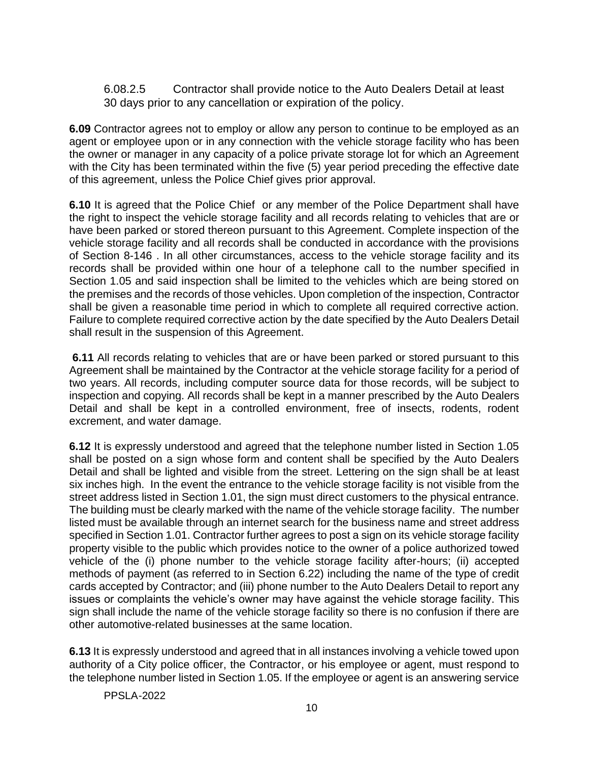6.08.2.5 Contractor shall provide notice to the Auto Dealers Detail at least 30 days prior to any cancellation or expiration of the policy.

**6.09** Contractor agrees not to employ or allow any person to continue to be employed as an agent or employee upon or in any connection with the vehicle storage facility who has been the owner or manager in any capacity of a police private storage lot for which an Agreement with the City has been terminated within the five (5) year period preceding the effective date of this agreement, unless the Police Chief gives prior approval.

**6.10** It is agreed that the Police Chief or any member of the Police Department shall have the right to inspect the vehicle storage facility and all records relating to vehicles that are or have been parked or stored thereon pursuant to this Agreement. Complete inspection of the vehicle storage facility and all records shall be conducted in accordance with the provisions of Section 8-146 . In all other circumstances, access to the vehicle storage facility and its records shall be provided within one hour of a telephone call to the number specified in Section 1.05 and said inspection shall be limited to the vehicles which are being stored on the premises and the records of those vehicles. Upon completion of the inspection, Contractor shall be given a reasonable time period in which to complete all required corrective action. Failure to complete required corrective action by the date specified by the Auto Dealers Detail shall result in the suspension of this Agreement.

**6.11** All records relating to vehicles that are or have been parked or stored pursuant to this Agreement shall be maintained by the Contractor at the vehicle storage facility for a period of two years. All records, including computer source data for those records, will be subject to inspection and copying. All records shall be kept in a manner prescribed by the Auto Dealers Detail and shall be kept in a controlled environment, free of insects, rodents, rodent excrement, and water damage.

**6.12** It is expressly understood and agreed that the telephone number listed in Section 1.05 shall be posted on a sign whose form and content shall be specified by the Auto Dealers Detail and shall be lighted and visible from the street. Lettering on the sign shall be at least six inches high. In the event the entrance to the vehicle storage facility is not visible from the street address listed in Section 1.01, the sign must direct customers to the physical entrance. The building must be clearly marked with the name of the vehicle storage facility. The number listed must be available through an internet search for the business name and street address specified in Section 1.01. Contractor further agrees to post a sign on its vehicle storage facility property visible to the public which provides notice to the owner of a police authorized towed vehicle of the (i) phone number to the vehicle storage facility after-hours; (ii) accepted methods of payment (as referred to in Section 6.22) including the name of the type of credit cards accepted by Contractor; and (iii) phone number to the Auto Dealers Detail to report any issues or complaints the vehicle's owner may have against the vehicle storage facility. This sign shall include the name of the vehicle storage facility so there is no confusion if there are other automotive-related businesses at the same location.

**6.13** It is expressly understood and agreed that in all instances involving a vehicle towed upon authority of a City police officer, the Contractor, or his employee or agent, must respond to the telephone number listed in Section 1.05. If the employee or agent is an answering service

PPSLA-2022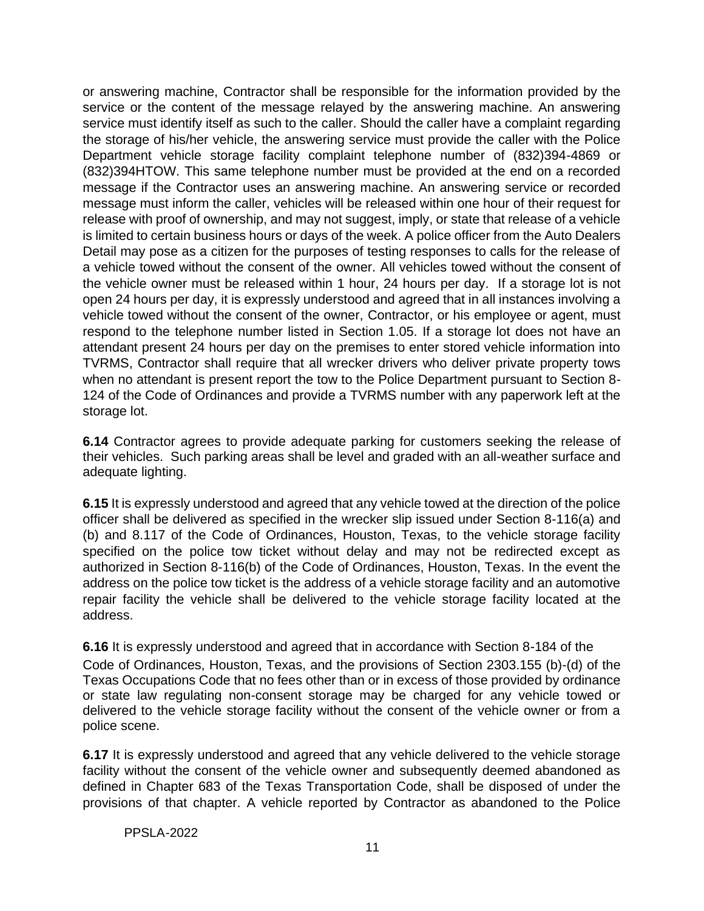or answering machine, Contractor shall be responsible for the information provided by the service or the content of the message relayed by the answering machine. An answering service must identify itself as such to the caller. Should the caller have a complaint regarding the storage of his/her vehicle, the answering service must provide the caller with the Police Department vehicle storage facility complaint telephone number of (832)394-4869 or (832)394HTOW. This same telephone number must be provided at the end on a recorded message if the Contractor uses an answering machine. An answering service or recorded message must inform the caller, vehicles will be released within one hour of their request for release with proof of ownership, and may not suggest, imply, or state that release of a vehicle is limited to certain business hours or days of the week. A police officer from the Auto Dealers Detail may pose as a citizen for the purposes of testing responses to calls for the release of a vehicle towed without the consent of the owner. All vehicles towed without the consent of the vehicle owner must be released within 1 hour, 24 hours per day. If a storage lot is not open 24 hours per day, it is expressly understood and agreed that in all instances involving a vehicle towed without the consent of the owner, Contractor, or his employee or agent, must respond to the telephone number listed in Section 1.05. If a storage lot does not have an attendant present 24 hours per day on the premises to enter stored vehicle information into TVRMS, Contractor shall require that all wrecker drivers who deliver private property tows when no attendant is present report the tow to the Police Department pursuant to Section 8-124 of the Code of Ordinances and provide a TVRMS number with any paperwork left at the storage lot.

**6.14** Contractor agrees to provide adequate parking for customers seeking the release of their vehicles. Such parking areas shall be level and graded with an all-weather surface and adequate lighting.

**6.15** It is expressly understood and agreed that any vehicle towed at the direction of the police officer shall be delivered as specified in the wrecker slip issued under Section 8-116(a) and (b) and 8.117 of the Code of Ordinances, Houston, Texas, to the vehicle storage facility specified on the police tow ticket without delay and may not be redirected except as authorized in Section 8-116(b) of the Code of Ordinances, Houston, Texas. In the event the address on the police tow ticket is the address of a vehicle storage facility and an automotive repair facility the vehicle shall be delivered to the vehicle storage facility located at the address.

**6.16** It is expressly understood and agreed that in accordance with Section 8-184 of the Code of Ordinances, Houston, Texas, and the provisions of Section 2303.155 (b)-(d) of the Texas Occupations Code that no fees other than or in excess of those provided by ordinance or state law regulating non-consent storage may be charged for any vehicle towed or delivered to the vehicle storage facility without the consent of the vehicle owner or from a police scene.

**6.17** It is expressly understood and agreed that any vehicle delivered to the vehicle storage facility without the consent of the vehicle owner and subsequently deemed abandoned as defined in Chapter 683 of the Texas Transportation Code, shall be disposed of under the provisions of that chapter. A vehicle reported by Contractor as abandoned to the Police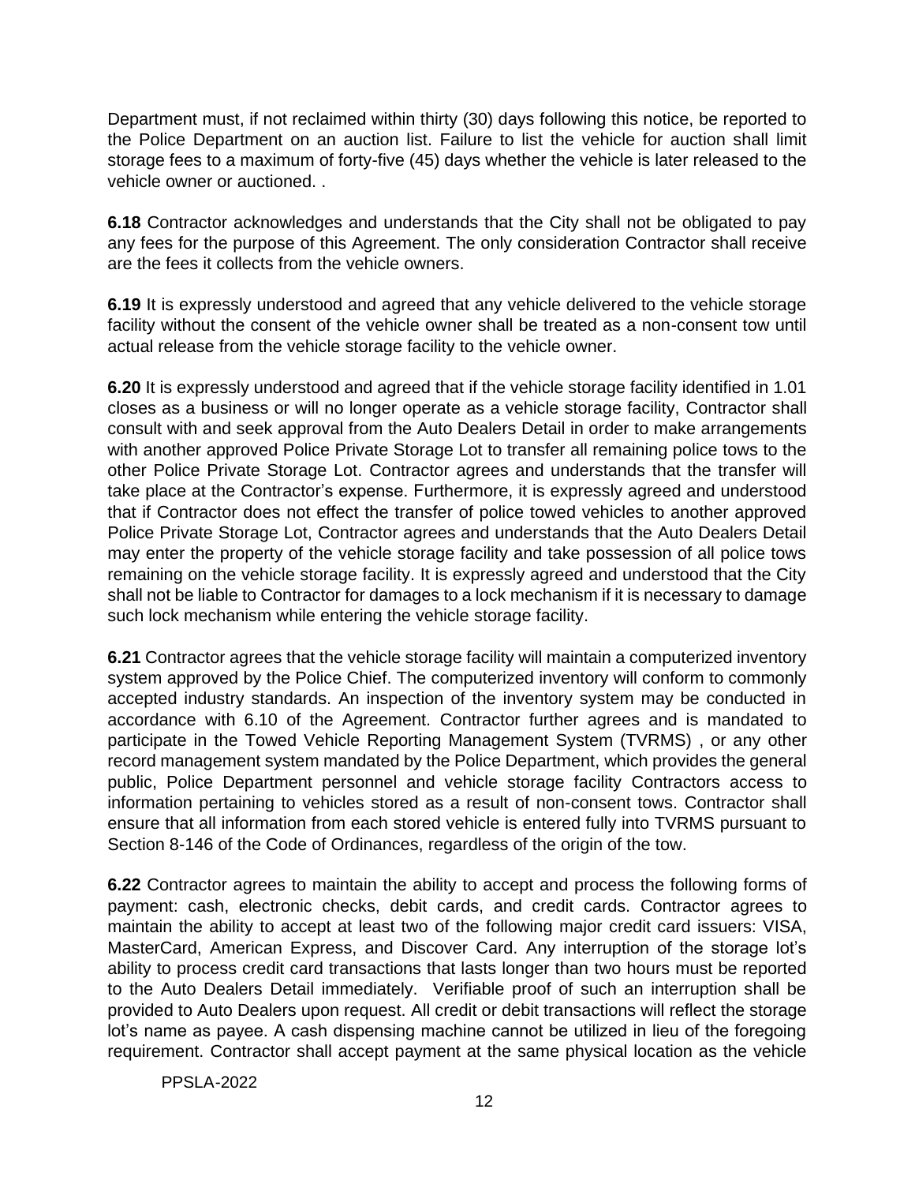Department must, if not reclaimed within thirty (30) days following this notice, be reported to the Police Department on an auction list. Failure to list the vehicle for auction shall limit storage fees to a maximum of forty-five (45) days whether the vehicle is later released to the vehicle owner or auctioned. .

**6.18** Contractor acknowledges and understands that the City shall not be obligated to pay any fees for the purpose of this Agreement. The only consideration Contractor shall receive are the fees it collects from the vehicle owners.

**6.19** It is expressly understood and agreed that any vehicle delivered to the vehicle storage facility without the consent of the vehicle owner shall be treated as a non-consent tow until actual release from the vehicle storage facility to the vehicle owner.

**6.20** It is expressly understood and agreed that if the vehicle storage facility identified in 1.01 closes as a business or will no longer operate as a vehicle storage facility, Contractor shall consult with and seek approval from the Auto Dealers Detail in order to make arrangements with another approved Police Private Storage Lot to transfer all remaining police tows to the other Police Private Storage Lot. Contractor agrees and understands that the transfer will take place at the Contractor's expense. Furthermore, it is expressly agreed and understood that if Contractor does not effect the transfer of police towed vehicles to another approved Police Private Storage Lot, Contractor agrees and understands that the Auto Dealers Detail may enter the property of the vehicle storage facility and take possession of all police tows remaining on the vehicle storage facility. It is expressly agreed and understood that the City shall not be liable to Contractor for damages to a lock mechanism if it is necessary to damage such lock mechanism while entering the vehicle storage facility.

**6.21** Contractor agrees that the vehicle storage facility will maintain a computerized inventory system approved by the Police Chief. The computerized inventory will conform to commonly accepted industry standards. An inspection of the inventory system may be conducted in accordance with 6.10 of the Agreement. Contractor further agrees and is mandated to participate in the Towed Vehicle Reporting Management System (TVRMS) , or any other record management system mandated by the Police Department, which provides the general public, Police Department personnel and vehicle storage facility Contractors access to information pertaining to vehicles stored as a result of non-consent tows. Contractor shall ensure that all information from each stored vehicle is entered fully into TVRMS pursuant to Section 8-146 of the Code of Ordinances, regardless of the origin of the tow.

**6.22** Contractor agrees to maintain the ability to accept and process the following forms of payment: cash, electronic checks, debit cards, and credit cards. Contractor agrees to maintain the ability to accept at least two of the following major credit card issuers: VISA, MasterCard, American Express, and Discover Card. Any interruption of the storage lot's ability to process credit card transactions that lasts longer than two hours must be reported to the Auto Dealers Detail immediately. Verifiable proof of such an interruption shall be provided to Auto Dealers upon request. All credit or debit transactions will reflect the storage lot's name as payee. A cash dispensing machine cannot be utilized in lieu of the foregoing requirement. Contractor shall accept payment at the same physical location as the vehicle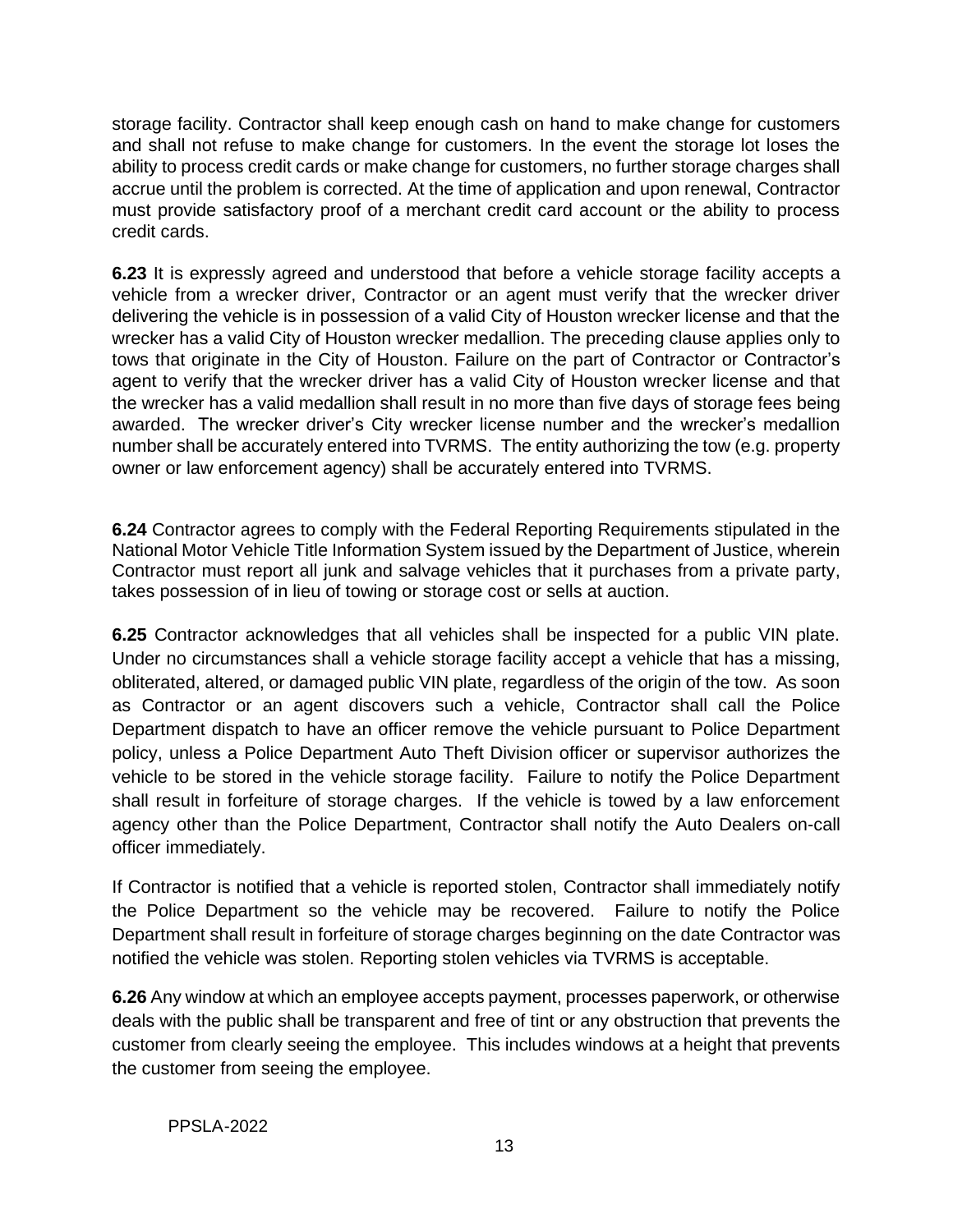storage facility. Contractor shall keep enough cash on hand to make change for customers and shall not refuse to make change for customers. In the event the storage lot loses the ability to process credit cards or make change for customers, no further storage charges shall accrue until the problem is corrected. At the time of application and upon renewal, Contractor must provide satisfactory proof of a merchant credit card account or the ability to process credit cards.

**6.23** It is expressly agreed and understood that before a vehicle storage facility accepts a vehicle from a wrecker driver, Contractor or an agent must verify that the wrecker driver delivering the vehicle is in possession of a valid City of Houston wrecker license and that the wrecker has a valid City of Houston wrecker medallion. The preceding clause applies only to tows that originate in the City of Houston. Failure on the part of Contractor or Contractor's agent to verify that the wrecker driver has a valid City of Houston wrecker license and that the wrecker has a valid medallion shall result in no more than five days of storage fees being awarded. The wrecker driver's City wrecker license number and the wrecker's medallion number shall be accurately entered into TVRMS. The entity authorizing the tow (e.g. property owner or law enforcement agency) shall be accurately entered into TVRMS.

**6.24** Contractor agrees to comply with the Federal Reporting Requirements stipulated in the National Motor Vehicle Title Information System issued by the Department of Justice, wherein Contractor must report all junk and salvage vehicles that it purchases from a private party, takes possession of in lieu of towing or storage cost or sells at auction.

**6.25** Contractor acknowledges that all vehicles shall be inspected for a public VIN plate. Under no circumstances shall a vehicle storage facility accept a vehicle that has a missing, obliterated, altered, or damaged public VIN plate, regardless of the origin of the tow. As soon as Contractor or an agent discovers such a vehicle, Contractor shall call the Police Department dispatch to have an officer remove the vehicle pursuant to Police Department policy, unless a Police Department Auto Theft Division officer or supervisor authorizes the vehicle to be stored in the vehicle storage facility. Failure to notify the Police Department shall result in forfeiture of storage charges. If the vehicle is towed by a law enforcement agency other than the Police Department, Contractor shall notify the Auto Dealers on-call officer immediately.

If Contractor is notified that a vehicle is reported stolen, Contractor shall immediately notify the Police Department so the vehicle may be recovered. Failure to notify the Police Department shall result in forfeiture of storage charges beginning on the date Contractor was notified the vehicle was stolen. Reporting stolen vehicles via TVRMS is acceptable.

**6.26** Any window at which an employee accepts payment, processes paperwork, or otherwise deals with the public shall be transparent and free of tint or any obstruction that prevents the customer from clearly seeing the employee. This includes windows at a height that prevents the customer from seeing the employee.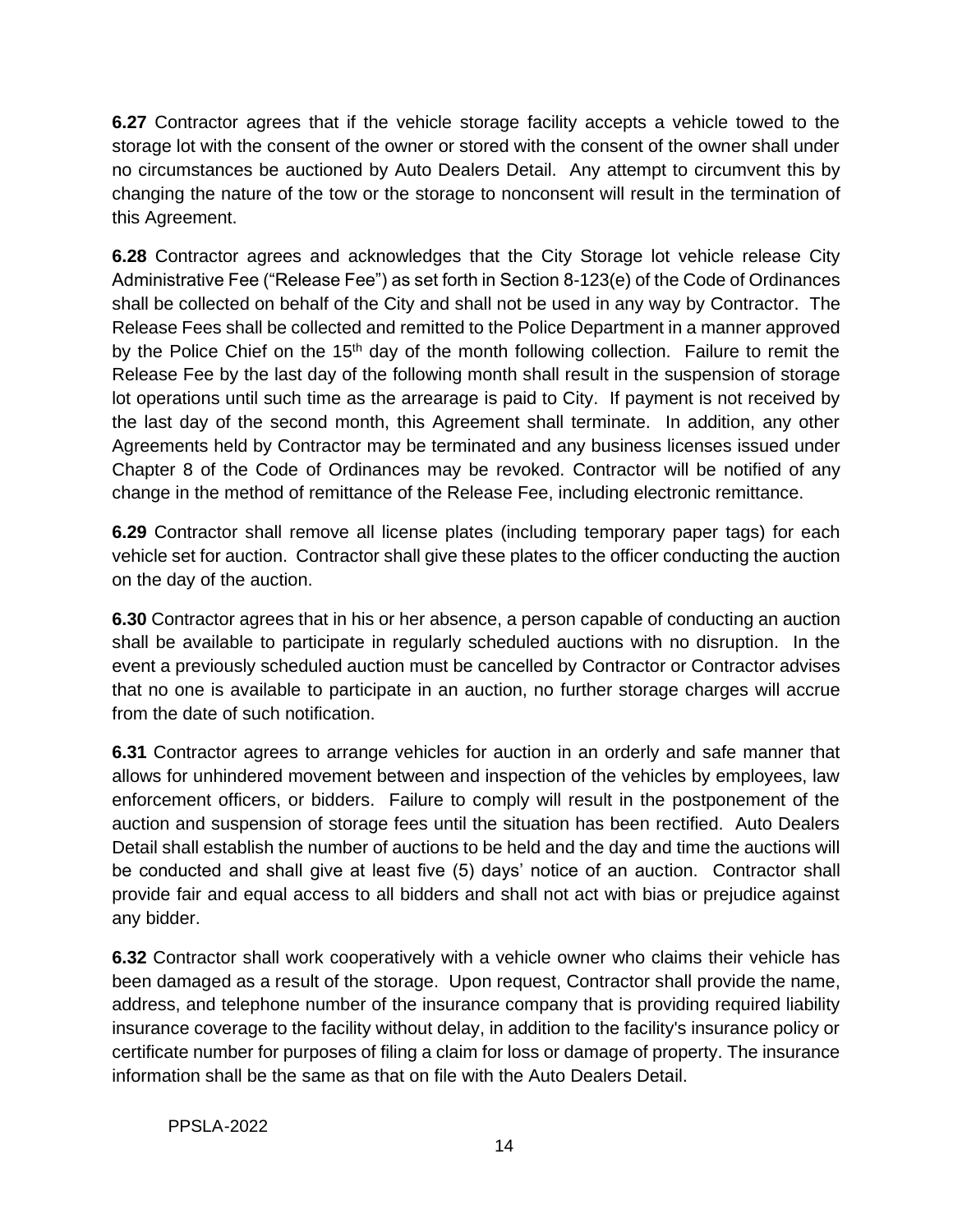**6.27** Contractor agrees that if the vehicle storage facility accepts a vehicle towed to the storage lot with the consent of the owner or stored with the consent of the owner shall under no circumstances be auctioned by Auto Dealers Detail. Any attempt to circumvent this by changing the nature of the tow or the storage to nonconsent will result in the termination of this Agreement.

**6.28** Contractor agrees and acknowledges that the City Storage lot vehicle release City Administrative Fee ("Release Fee") as set forth in Section 8-123(e) of the Code of Ordinances shall be collected on behalf of the City and shall not be used in any way by Contractor. The Release Fees shall be collected and remitted to the Police Department in a manner approved by the Police Chief on the 15th day of the month following collection. Failure to remit the Release Fee by the last day of the following month shall result in the suspension of storage lot operations until such time as the arrearage is paid to City. If payment is not received by the last day of the second month, this Agreement shall terminate. In addition, any other Agreements held by Contractor may be terminated and any business licenses issued under Chapter 8 of the Code of Ordinances may be revoked. Contractor will be notified of any change in the method of remittance of the Release Fee, including electronic remittance.

**6.29** Contractor shall remove all license plates (including temporary paper tags) for each vehicle set for auction. Contractor shall give these plates to the officer conducting the auction on the day of the auction.

**6.30** Contractor agrees that in his or her absence, a person capable of conducting an auction shall be available to participate in regularly scheduled auctions with no disruption. In the event a previously scheduled auction must be cancelled by Contractor or Contractor advises that no one is available to participate in an auction, no further storage charges will accrue from the date of such notification.

**6.31** Contractor agrees to arrange vehicles for auction in an orderly and safe manner that allows for unhindered movement between and inspection of the vehicles by employees, law enforcement officers, or bidders. Failure to comply will result in the postponement of the auction and suspension of storage fees until the situation has been rectified. Auto Dealers Detail shall establish the number of auctions to be held and the day and time the auctions will be conducted and shall give at least five (5) days' notice of an auction. Contractor shall provide fair and equal access to all bidders and shall not act with bias or prejudice against any bidder.

**6.32** Contractor shall work cooperatively with a vehicle owner who claims their vehicle has been damaged as a result of the storage. Upon request, Contractor shall provide the name, address, and telephone number of the insurance company that is providing required liability insurance coverage to the facility without delay, in addition to the facility's insurance policy or certificate number for purposes of filing a claim for loss or damage of property. The insurance information shall be the same as that on file with the Auto Dealers Detail.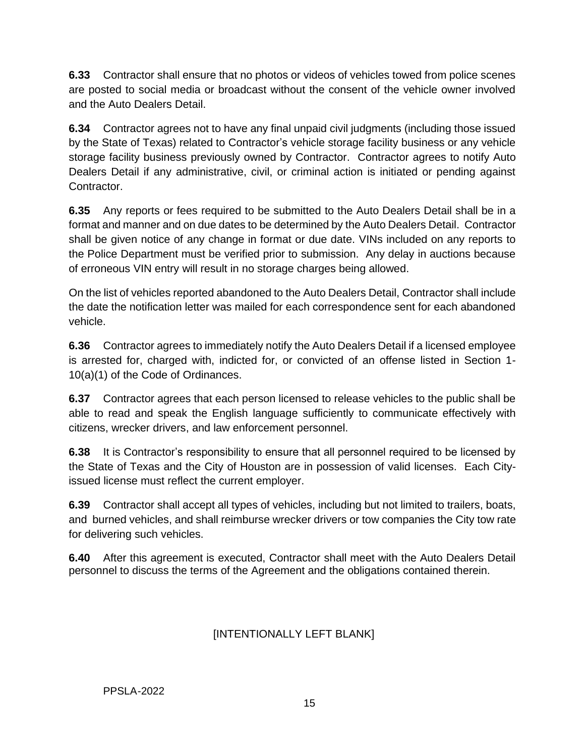**6.33** Contractor shall ensure that no photos or videos of vehicles towed from police scenes are posted to social media or broadcast without the consent of the vehicle owner involved and the Auto Dealers Detail.

**6.34** Contractor agrees not to have any final unpaid civil judgments (including those issued by the State of Texas) related to Contractor's vehicle storage facility business or any vehicle storage facility business previously owned by Contractor. Contractor agrees to notify Auto Dealers Detail if any administrative, civil, or criminal action is initiated or pending against Contractor.

**6.35** Any reports or fees required to be submitted to the Auto Dealers Detail shall be in a format and manner and on due dates to be determined by the Auto Dealers Detail. Contractor shall be given notice of any change in format or due date. VINs included on any reports to the Police Department must be verified prior to submission. Any delay in auctions because of erroneous VIN entry will result in no storage charges being allowed.

On the list of vehicles reported abandoned to the Auto Dealers Detail, Contractor shall include the date the notification letter was mailed for each correspondence sent for each abandoned vehicle.

**6.36** Contractor agrees to immediately notify the Auto Dealers Detail if a licensed employee is arrested for, charged with, indicted for, or convicted of an offense listed in Section 1-10(a)(1) of the Code of Ordinances.

**6.37** Contractor agrees that each person licensed to release vehicles to the public shall be able to read and speak the English language sufficiently to communicate effectively with citizens, wrecker drivers, and law enforcement personnel.

**6.38** It is Contractor's responsibility to ensure that all personnel required to be licensed by the State of Texas and the City of Houston are in possession of valid licenses. Each City-issued license must reflect the current employer.

**6.39** Contractor shall accept all types of vehicles, including but not limited to trailers, boats, and burned vehicles, and shall reimburse wrecker drivers or tow companies the City tow rate for delivering such vehicles.

**6.40** After this agreement is executed, Contractor shall meet with the Auto Dealers Detail personnel to discuss the terms of the Agreement and the obligations contained therein.

[INTENTIONALLY LEFT BLANK]

PPSLA-2022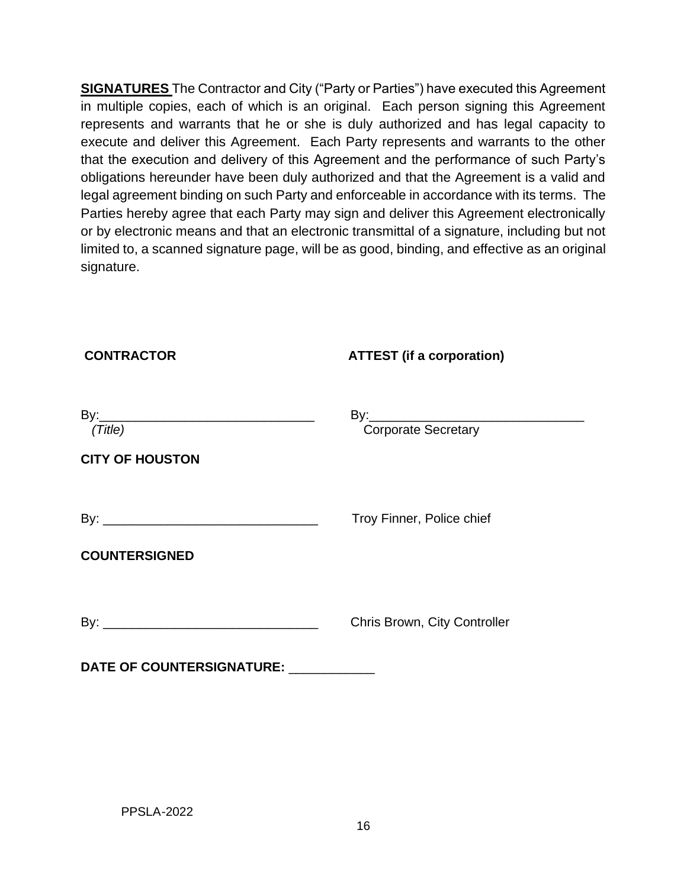**<u>SIGNATURES</u>** The Contractor and City ("Party or Parties") have executed this Agreement in multiple copies, each of which is an original. Each person signing this Agreement represents and warrants that he or she is duly authorized and has legal capacity to execute and deliver this Agreement. Each Party represents and warrants to the other that the execution and delivery of this Agreement and the performance of such Party's obligations hereunder have been duly authorized and that the Agreement is a valid and legal agreement binding on such Party and enforceable in accordance with its terms. The Parties hereby agree that each Party may sign and deliver this Agreement electronically or by electronic means and that an electronic transmittal of a signature, including but not limited to, a scanned signature page, will be as good, binding, and effective as an original signature.

**CONTRACTOR** | **ATTEST (if a corporation)**

By:______________________________ | By:______________________________

*(Title)* | Corporate Secretary

**CITY OF HOUSTON**

By: ______________________________ Troy Finner, Police chief

**COUNTERSIGNED**

By: ______________________________ Chris Brown, City Controller

**DATE OF COUNTERSIGNATURE:** ____________

PPSLA-2022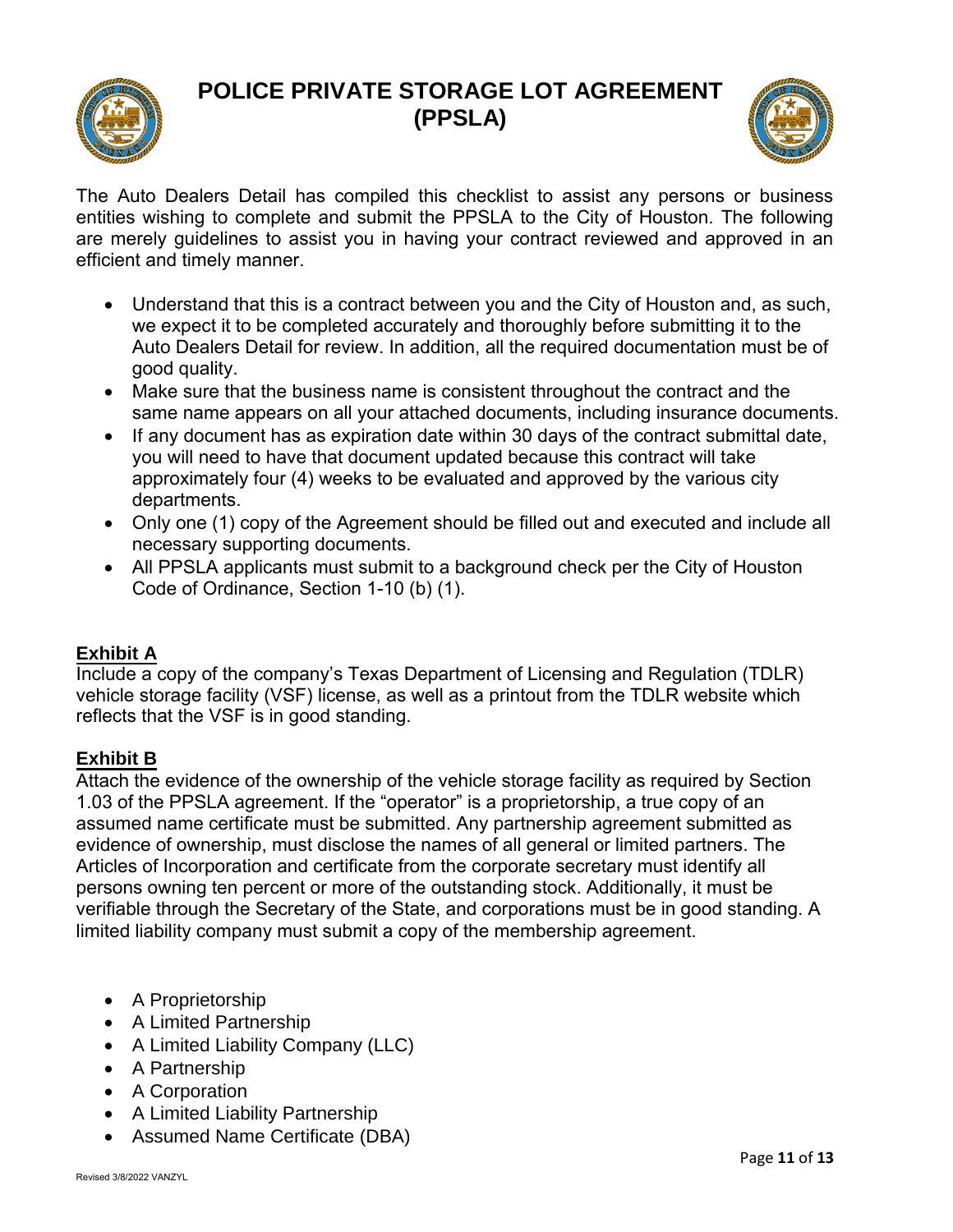# POLICE PRIVATE STORAGE LOT AGREEMENT (PPSLA)

The Auto Dealers Detail has compiled this checklist to assist any persons or business entities wishing to complete and submit the PPSLA to the City of Houston. The following are merely guidelines to assist you in having your contract reviewed and approved in an efficient and timely manner.

- Understand that this is a contract between you and the City of Houston and, as such, we expect it to be completed accurately and thoroughly before submitting it to the Auto Dealers Detail for review. In addition, all the required documentation must be of good quality.
- Make sure that the business name is consistent throughout the contract and the same name appears on all your attached documents, including insurance documents.
- If any document has as expiration date within 30 days of the contract submittal date, you will need to have that document updated because this contract will take approximately four (4) weeks to be evaluated and approved by the various city departments.
- Only one (1) copy of the Agreement should be filled out and executed and include all necessary supporting documents.
- All PPSLA applicants must submit to a background check per the City of Houston Code of Ordinance, Section 1-10 (b) (1).

**Exhibit A**

Include a copy of the company's Texas Department of Licensing and Regulation (TDLR) vehicle storage facility (VSF) license, as well as a printout from the TDLR website which reflects that the VSF is in good standing.

**Exhibit B**

Attach the evidence of the ownership of the vehicle storage facility as required by Section 1.03 of the PPSLA agreement. If the "operator" is a proprietorship, a true copy of an assumed name certificate must be submitted. Any partnership agreement submitted as evidence of ownership, must disclose the names of all general or limited partners. The Articles of Incorporation and certificate from the corporate secretary must identify all persons owning ten percent or more of the outstanding stock. Additionally, it must be verifiable through the Secretary of the State, and corporations must be in good standing. A limited liability company must submit a copy of the membership agreement.

- A Proprietorship
- A Limited Partnership
- A Limited Liability Company (LLC)
- A Partnership
- A Corporation
- A Limited Liability Partnership
- Assumed Name Certificate (DBA)

Revised 3/8/2022 VANZYL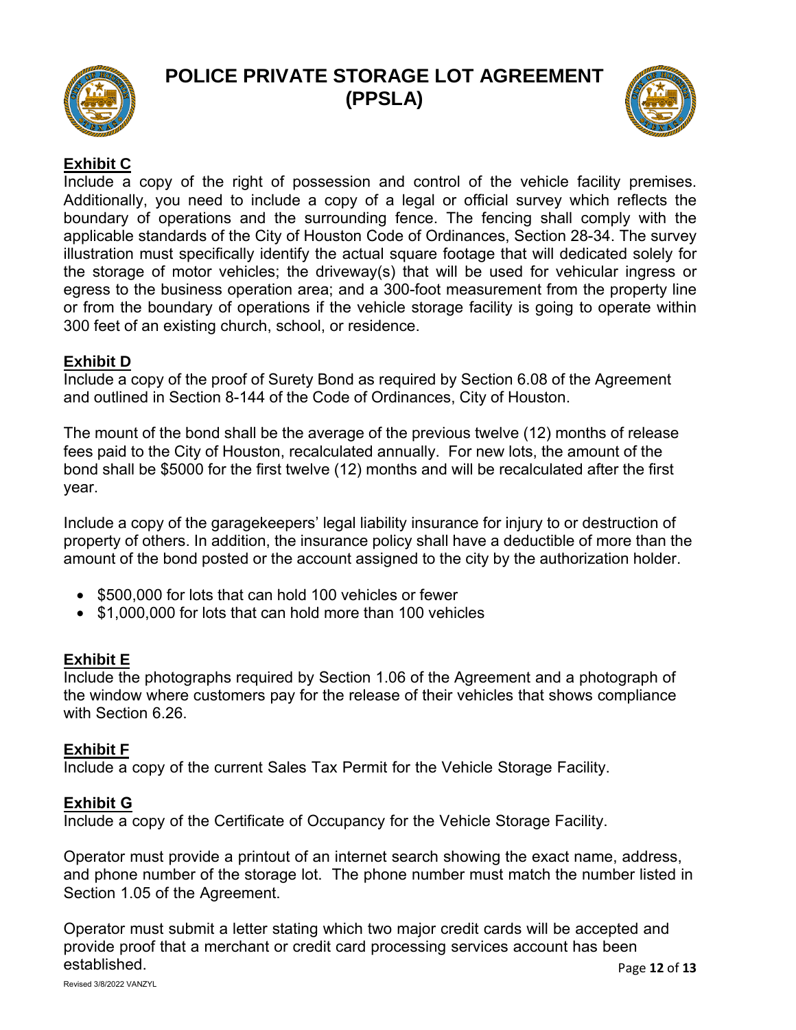# POLICE PRIVATE STORAGE LOT AGREEMENT (PPSLA)

**Exhibit C**

Include a copy of the right of possession and control of the vehicle facility premises. Additionally, you need to include a copy of a legal or official survey which reflects the boundary of operations and the surrounding fence. The fencing shall comply with the applicable standards of the City of Houston Code of Ordinances, Section 28-34. The survey illustration must specifically identify the actual square footage that will dedicated solely for the storage of motor vehicles; the driveway(s) that will be used for vehicular ingress or egress to the business operation area; and a 300-foot measurement from the property line or from the boundary of operations if the vehicle storage facility is going to operate within 300 feet of an existing church, school, or residence.

**Exhibit D**

Include a copy of the proof of Surety Bond as required by Section 6.08 of the Agreement and outlined in Section 8-144 of the Code of Ordinances, City of Houston.

The mount of the bond shall be the average of the previous twelve (12) months of release fees paid to the City of Houston, recalculated annually. For new lots, the amount of the bond shall be $5000 for the first twelve (12) months and will be recalculated after the first year.

Include a copy of the garagekeepers' legal liability insurance for injury to or destruction of property of others. In addition, the insurance policy shall have a deductible of more than the amount of the bond posted or the account assigned to the city by the authorization holder.

- $500,000 for lots that can hold 100 vehicles or fewer
- $1,000,000 for lots that can hold more than 100 vehicles

**Exhibit E**

Include the photographs required by Section 1.06 of the Agreement and a photograph of the window where customers pay for the release of their vehicles that shows compliance with Section 6.26.

**Exhibit F**

Include a copy of the current Sales Tax Permit for the Vehicle Storage Facility.

**Exhibit G**

Include a copy of the Certificate of Occupancy for the Vehicle Storage Facility.

Operator must provide a printout of an internet search showing the exact name, address, and phone number of the storage lot. The phone number must match the number listed in Section 1.05 of the Agreement.

Operator must submit a letter stating which two major credit cards will be accepted and provide proof that a merchant or credit card processing services account has been established.

Revised 3/8/2022 VANZYL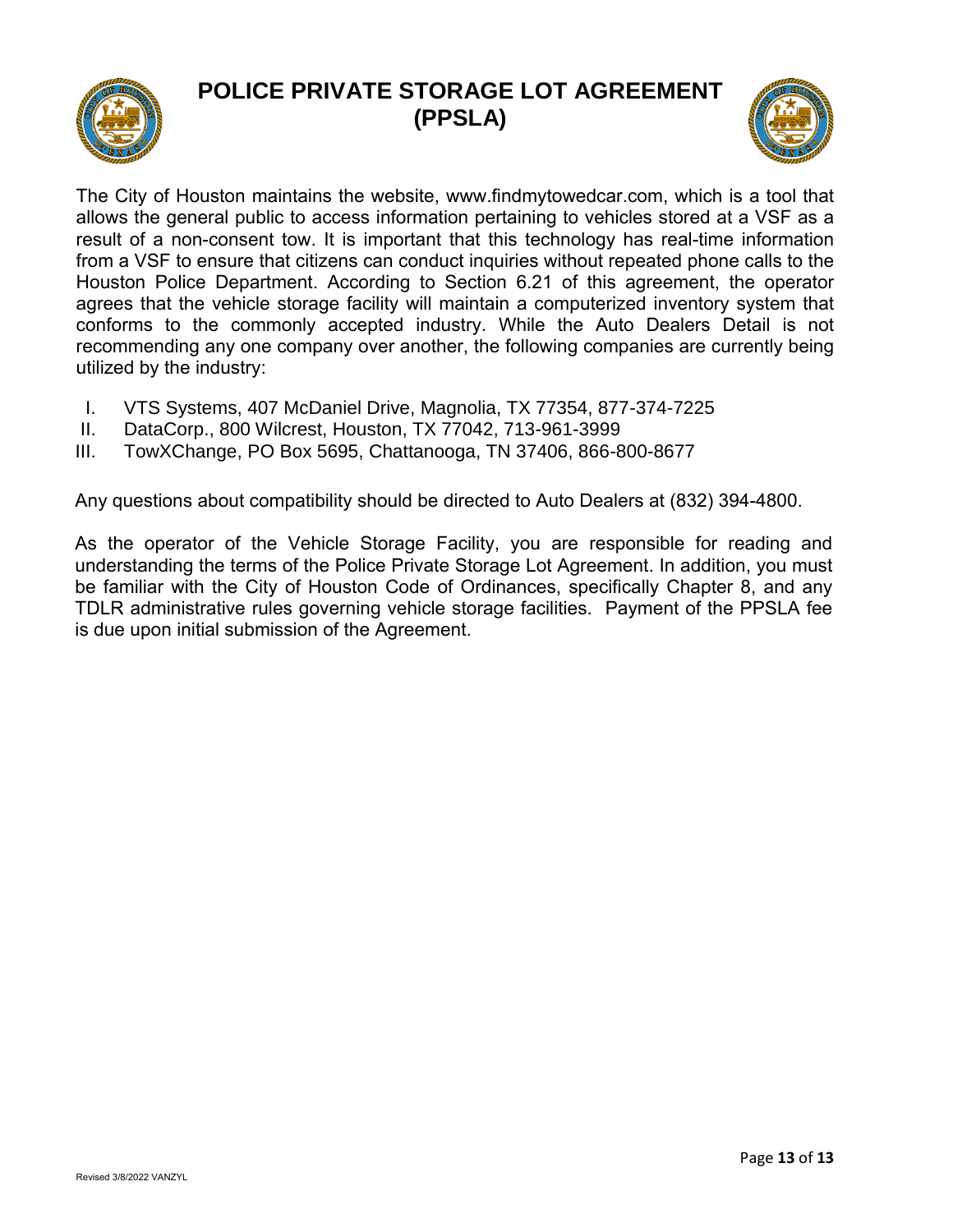# POLICE PRIVATE STORAGE LOT AGREEMENT (PPSLA)

The City of Houston maintains the website, www.findmytowedcar.com, which is a tool that allows the general public to access information pertaining to vehicles stored at a VSF as a result of a non-consent tow. It is important that this technology has real-time information from a VSF to ensure that citizens can conduct inquiries without repeated phone calls to the Houston Police Department. According to Section 6.21 of this agreement, the operator agrees that the vehicle storage facility will maintain a computerized inventory system that conforms to the commonly accepted industry. While the Auto Dealers Detail is not recommending any one company over another, the following companies are currently being utilized by the industry:

I. VTS Systems, 407 McDaniel Drive, Magnolia, TX 77354, 877-374-7225
II. DataCorp., 800 Wilcrest, Houston, TX 77042, 713-961-3999
III. TowXChange, PO Box 5695, Chattanooga, TN 37406, 866-800-8677

Any questions about compatibility should be directed to Auto Dealers at (832) 394-4800.

As the operator of the Vehicle Storage Facility, you are responsible for reading and understanding the terms of the Police Private Storage Lot Agreement. In addition, you must be familiar with the City of Houston Code of Ordinances, specifically Chapter 8, and any TDLR administrative rules governing vehicle storage facilities. Payment of the PPSLA fee is due upon initial submission of the Agreement.

Revised 3/8/2022 VANZYL